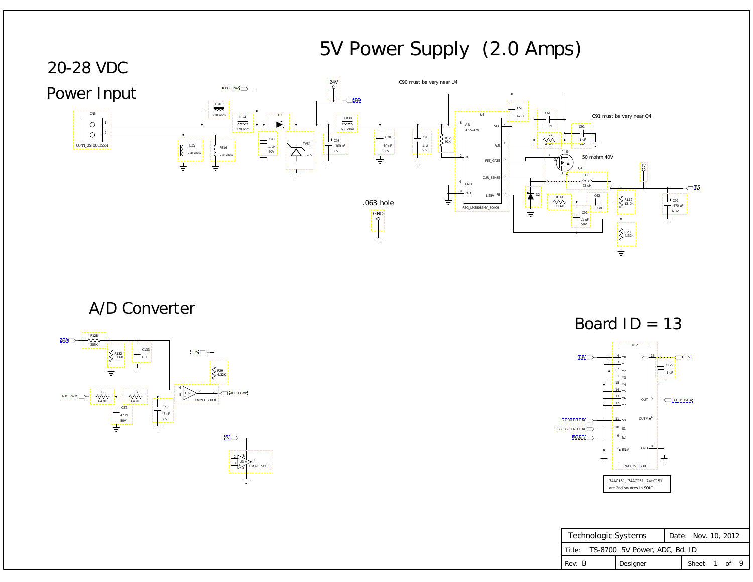# 5V Power Supply (2.0 Amps)

## 20-28 VDC Power Input

CN5
CONN_OSTOQ025551

FB10 220 ohm
FB24 220 ohm
FB25 220 ohm
FB16 220 ohm
EDGE_24V
D3
C93 .1 uF 50V
TVS4 28V
24V
24V
FB38 600 ohm
C98 100 uF 50V
C20 10 uF 50V
C90 .1 uF 50V
R120 91K

C90 must be very near U4

U4
REG_LM25085MY_SOIC9
VIN 4.5V-42V
RT
GND
PAD
VCC
ADJ
FET_GATE
CUR_SENSE
1.25V FB

C51 .47 uF
C61 3.3 nF
R27 4.32K
C91 .1 uF 50V

C91 must be very near Q4

Q4
50 mohm 40V
L1 22 uH
D2
R141 31.6K
C62 3.3 nF
C92 .1 uF 50V
R112 13.0K
R28 4.32K
C99 470 uF 6.3V
5V

.063 hole
GND

## A/D Converter

24V
R128 255K
R132 31.6K
C133 .1 uF
3.3V
R29 4.32K
ADC_PWM
R56 64.9K
R57 64.9K
C27 47 nF 50V
C26 47 nF 50V
U3-B LM393_SOIC8
ADC_COMP
5V
U3-A LM393_SOIC8

## Board ID = 13

U12
74HC251_SOIC
3.3V
Y0, Y1, Y2, Y3, Y4, Y5, Y6, Y7
S0, S1, S2
EN#
VCC, OUT, OUT#, GND
C129 .1 uF
BD_ID_DATA
SBC_RED_LED#
SBC_GREEN_LED#
MODE_3

74AC151, 74AC251, 74HC151 are 2nd sources in SOIC

| Technologic Systems | Date: Nov. 10, 2012 | |
|---|---|---|
| Title: TS-8700 5V Power, ADC, Bd. ID | | |
| Rev: B | Designer | Sheet 1 of 9 |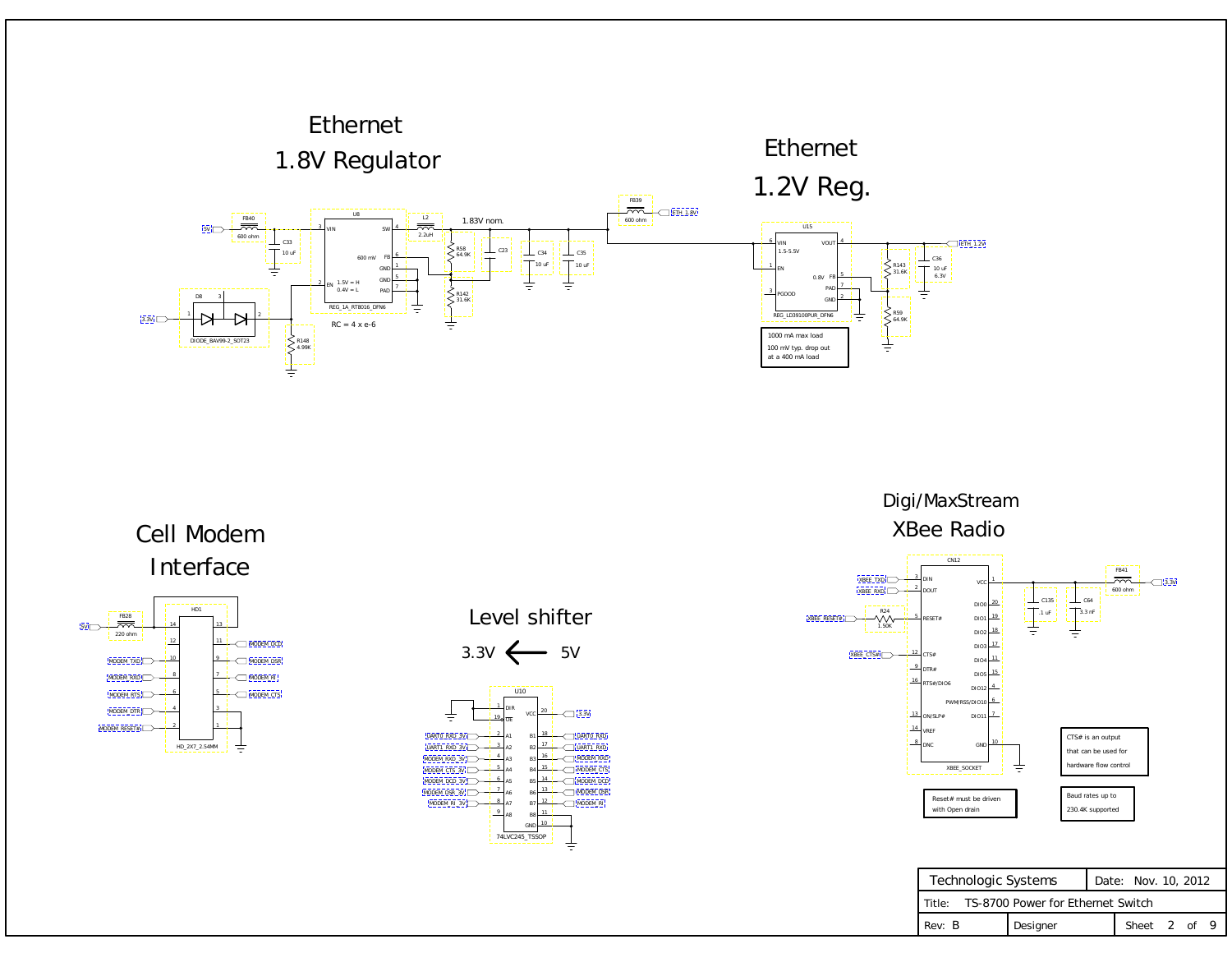## Ethernet 1.8V Regulator

5V — FB40 600 ohm — C33 10 uF

U8 REG_1A_RT8016_DFN6
- 3 VIN
- 4 SW
- 6 FB (600 mV)
- 1 GND
- 5 GND
- 7 PAD
- 2 EN (1.5V = H, 0.4V = L)

L2 2.2uH — 1.83V nom.

R58 64.9K, R142 31.6K, C23, C34 10 uF, C35 10 uF

FB39 600 ohm — ETH_1.8V

D8 DIODE_BAV99-2_SOT23 (pins 1, 2, 3) — 3.3V

R148 4.99K

RC = 4 x e-6

## Ethernet 1.2V Reg.

U15 REG_LD39100PUR_DFN6
- 6 VIN 1.5-5.5V
- 1 EN
- 3 PGOOD
- 4 VOUT
- 5 FB (0.8V)
- 7 PAD
- 2 GND

R143 31.6K, R59 64.9K, C36 10 uF 6.3V — ETH_1.2V

1000 mA max load
100 mV typ. drop out at a 400 mA load

## Cell Modem Interface

5V — FB28 220 ohm

HD1 HD_2X7_2.54MM

| Pin | Signal | Pin | Signal |
|---|---|---|---|
| 14 | (5V) | 13 | |
| 12 | | 11 | MODEM_DCD |
| 10 | MODEM_TXD | 9 | MODEM_DSR |
| 8 | MODEM_RXD | 7 | MODEM_RI |
| 6 | MODEM_RTS | 5 | MODEM_CTS |
| 4 | MODEM_DTR | 3 | |
| 2 | MODEM_RESET# | 1 | |

## Level shifter

3.3V ← 5V

U10 74LVC245_TSSOP

| Pin | Name | Signal | Pin | Name | Signal |
|---|---|---|---|---|---|
| 1 | DIR | | 20 | VCC | 3.3V |
| 19 | OE | | 10 | GND | |
| 2 | A1 | UART0_RXD_3V | 18 | B1 | UART0_RXD |
| 3 | A2 | UART1_RXD_3V | 17 | B2 | UART1_RXD |
| 4 | A3 | MODEM_RXD_3V | 16 | B3 | MODEM_RXD |
| 5 | A4 | MODEM_CTS_3V | 15 | B4 | MODEM_CTS |
| 6 | A5 | MODEM_DCD_3V | 14 | B5 | MODEM_DCD |
| 7 | A6 | MODEM_DSR_3V | 13 | B6 | MODEM_DSR |
| 8 | A7 | MODEM_RI_3V | 12 | B7 | MODEM_RI |
| 9 | A8 | | 11 | B8 | |

## Digi/MaxStream XBee Radio

CN12 XBEE_SOCKET

| Pin | Name | Signal | Pin | Name |
|---|---|---|---|---|
| 3 | DIN | XBEE_TXD | 1 | VCC |
| 2 | DOUT | XBEE_RXD | 20 | DIO0 |
| 5 | RESET# | XBEE_RESET# (R24 1.50K) | 19 | DIO1 |
| 12 | CTS# | XBEE_CTS# | 18 | DIO2 |
| 9 | DTR# | | 17 | DIO3 |
| 16 | RTS#/DIO6 | | 11 | DIO4 |
| 13 | ON/SLP# | | 15 | DIO5 |
| 14 | VREF | | 4 | DIO12 |
| 8 | DNC | | 6 | PWM/RSS/DIO10 |
| | | | 7 | DIO11 |
| | | | 10 | GND |

3.3V — FB41 600 ohm; C135 .1 uF; C64 3.3 nF

Reset# must be driven with Open drain

CTS# is an output that can be used for hardware flow control

Baud rates up to 230.4K supported

| Technologic Systems | Date: Nov. 10, 2012 | |
|---|---|---|
| Title: TS-8700 Power for Ethernet Switch | | |
| Rev: B | Designer | Sheet 2 of 9 |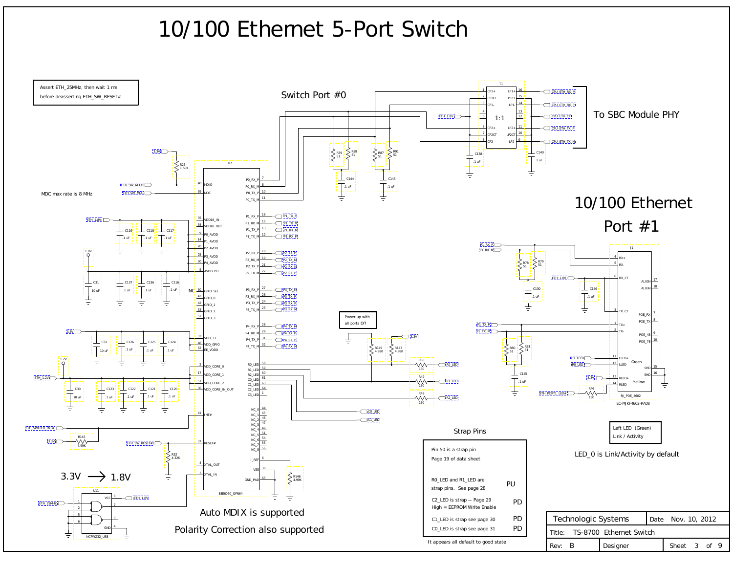# 10/100 Ethernet 5-Port Switch

Assert ETH_25MHz, then wait 1 ms before deasserting ETH_SW_RESET#

Switch Port #0

To SBC Module PHY

MDC max rate is 8 MHz

## 10/100 Ethernet Port #1

Power up with all ports Off

LED_0 is Link/Activity by default

Left LED (Green) Link / Activity

3.3V ⟶ 1.8V

Auto MDIX is supported

Polarity Correction also supported

Strap Pins

Pin 50 is a strap pin
Page 19 of data sheet

| | |
|---|---|
| R0_LED and R1_LED are strap pins. See page 28 | PU |
| C2_LED is strap -- Page 29 High = EEPROM Write Enable | PD |
| C1_LED is strap see page 30 | PD |
| C0_LED is strap see page 31 | PD |

It appears all default to good state

| Technologic Systems | Date Nov. 10, 2012 | |
|---|---|---|
| Title: TS-8700 Ethernet Switch | | |
| Rev: B | Designer | Sheet 3 of 9 |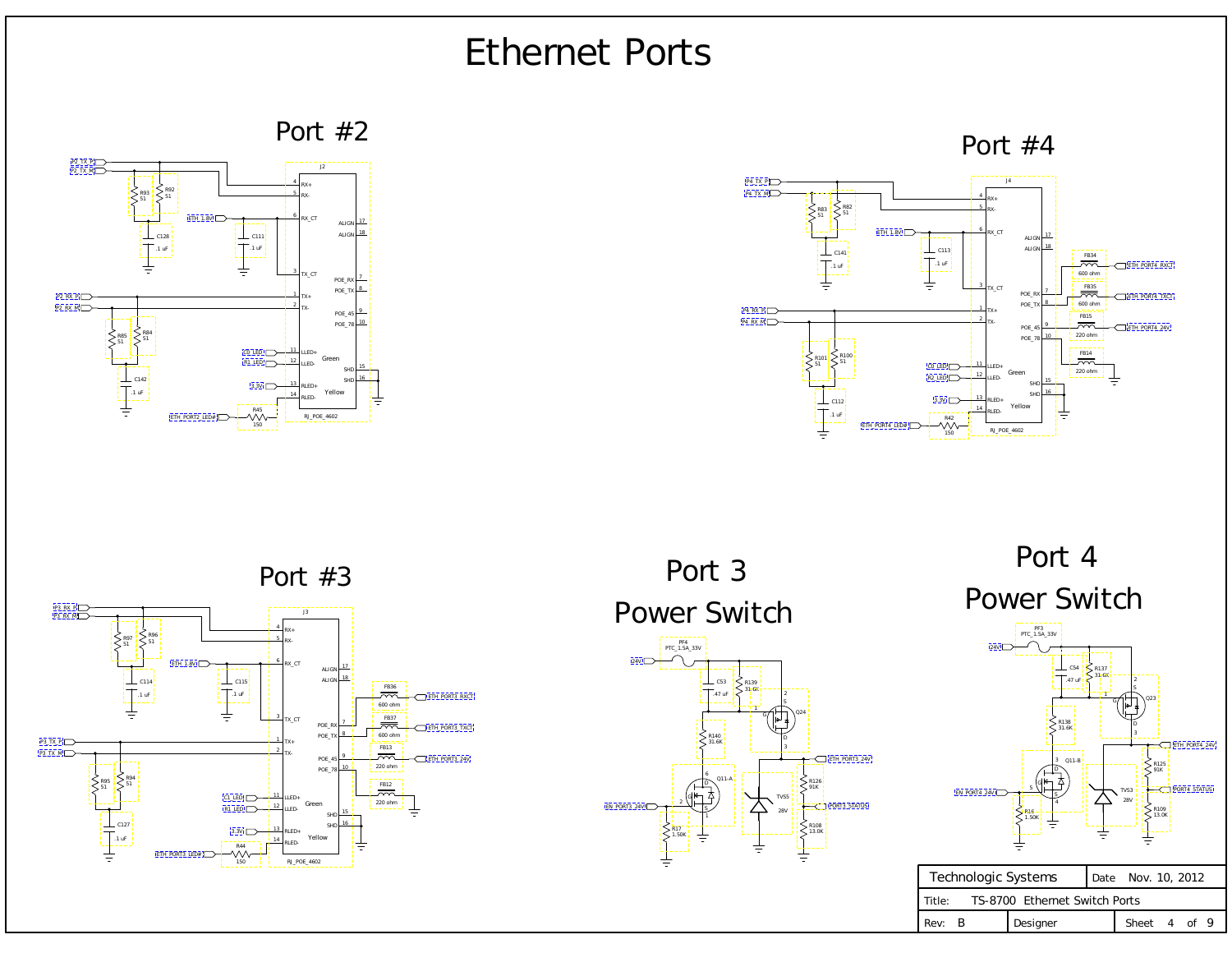# Ethernet Ports

## Port #2

J2 — RJ_POE_4602

- P2_TX_P, P2_TX_M → RX+ (4), RX- (5); R93 51, R92 51; C128 .1 uF
- ETH_1.8V → RX_CT (6); C111 .1 uF
- TX_CT (3)
- P2_RX_P, P2_RX_M → TX+ (1), TX- (2); R85 51, R84 51; C142 .1 uF
- ALIGN (17), ALIGN (18)
- POE_RX (7), POE_TX (8), POE_45 (9), POE_78 (10)
- P3_LED → LLED+ (11), P1_LED → LLED- (12) — Green
- 3.3V → RLED+ (13), RLED- (14) — Yellow; R45 150; ETH_PORT2_LED#
- SHD (15), SHD (16)

## Port #4

J4 — RJ_POE_4602

- P4_TX_P, P4_TX_M → RX+ (4), RX- (5); R83 51, R82 51; C141 .1 uF
- ETH_1.8V → RX_CT (6); C113 .1 uF
- TX_CT (3)
- P4_RX_P, P4_RX_M → TX+ (1), TX- (2); R101 51, R100 51; C112 .1 uF
- ALIGN (17), ALIGN (18)
- POE_RX (7) — FB34 600 ohm — ETH_PORT4_RXCT
- POE_TX (8) — FB35 600 ohm — ETH_PORT4_TXCT
- POE_45 (9) — FB15 220 ohm — ETH_PORT4_24V
- POE_78 (10) — FB14 220 ohm
- C1_LED → LLED+ (11), R2_LED → LLED- (12) — Green
- 3.3V → RLED+ (13), RLED- (14) — Yellow; R42 150; ETH_PORT4_LED#
- SHD (15), SHD (16)

## Port #3

J3 — RJ_POE_4602

- P3_RX_P, P3_RX_M → RX+ (4), RX- (5); R97 51, R96 51; C114 .1 uF
- ETH_1.8V → RX_CT (6); C115 .1 uF
- TX_CT (3)
- P3_TX_P, P3_TX_M → TX+ (1), TX- (2); R95 51, R94 51; C127 .1 uF
- ALIGN (17), ALIGN (18)
- POE_RX (7) — FB36 600 ohm — ETH_PORT3_RXCT
- POE_TX (8) — FB37 600 ohm — ETH_PORT3_TXCT
- POE_45 (9) — FB13 220 ohm — ETH_PORT3_24V
- POE_78 (10) — FB12 220 ohm
- C1_LED → LLED+ (11), R1_LED → LLED- (12) — Green
- 3.3V → RLED+ (13), RLED- (14) — Yellow; R44 150; ETH_PORT3_LED#
- SHD (15), SHD (16)

## Port 3 Power Switch

- 24V — PF4 PTC_1.5A_33V
- C53 .47 uF; R139 31.6K
- Q24; R140 31.6K
- Q11-A; EN_PORT3_24V; R17 1.50K
- TVS5 28V
- ETH_PORT3_24V; R126 91K; PORT3_STATUS; R108 13.0K

## Port 4 Power Switch

- 24V — PF3 PTC_1.5A_33V
- C54 .47 uF; R137 31.6K
- Q23; R138 31.6K
- Q11-B; EN_PORT4_24V; R16 1.50K
- TVS3 28V
- ETH_PORT4_24V; R125 91K; PORT4_STATUS; R109 13.0K

| Technologic Systems | Date Nov. 10, 2012 | |
|---|---|---|
| Title: TS-8700 Ethernet Switch Ports | | |
| Rev: B | Designer | Sheet 4 of 9 |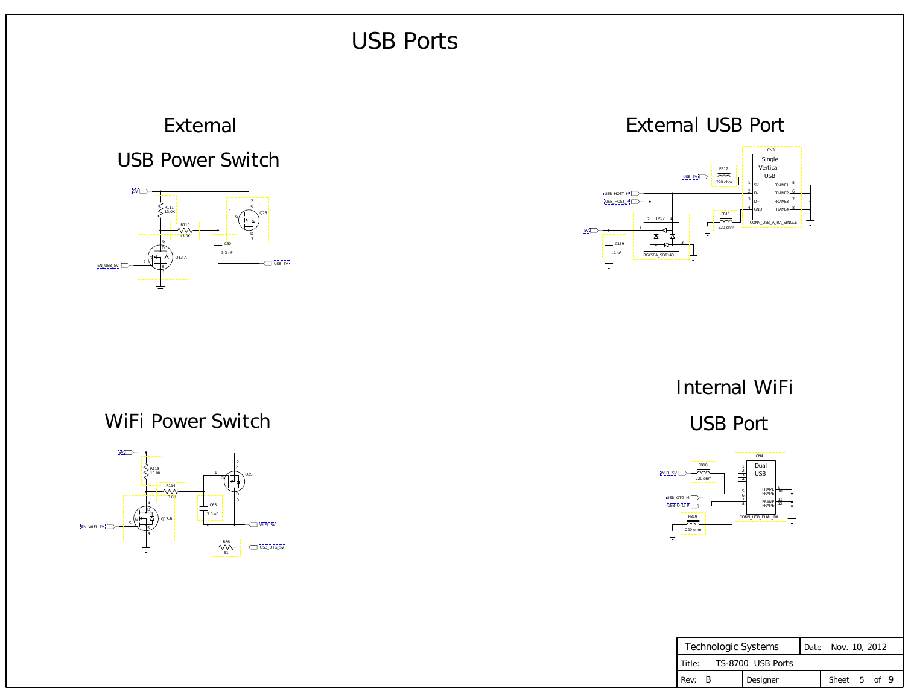# USB Ports

## External USB Power Switch

5V

R111 13.0K

R110 13.0K

Q26

C60 3.3 nF

Q13-A

EN_USB_5V

USB_5V

## External USB Port

CN3 Single Vertical USB

FB17 220 ohm

USB_5V

USB_HOST_M

USB_HOST_P

5V

C139 1 uF

TVS7 BGX50A_SOT143

FB11 220 ohm

5V, D-, D+, GND

FRAME1, FRAME2, FRAME3, FRAME4

CONN_USB_A_RA_SINGLE

## WiFi Power Switch

5V

R113 13.0K

R114 13.0K

Q25

C63 3.3 nF

Q13-B

EN_WIFI_5V

WIFI_5V

R86 51

USB_OTG_5V

## Internal WiFi USB Port

CN4 Dual USB

FB18 220 ohm

WIFI_5V

USB_OTG_M

USB_OTG_P

FB19 220 ohm

FRAME

CONN_USB_DUAL_RA

| Technologic Systems | Date Nov. 10, 2012 | |
| --- | --- | --- |
| Title: TS-8700 USB Ports | | |
| Rev: B | Designer | |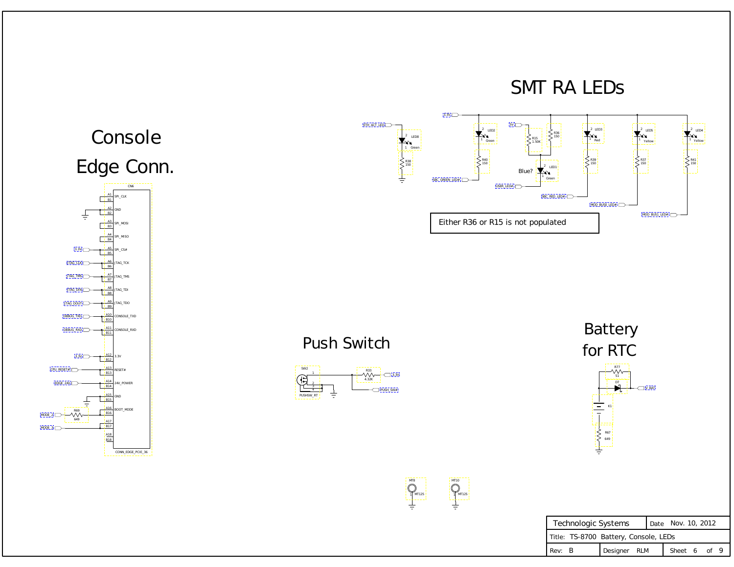# Console Edge Conn.

CN6

| Pin | Signal | Net |
|---|---|---|
| A1 / B1 | SPI_CLK | |
| A2 / B2 | GND | GND |
| A3 / B3 | SPI_MOSI | |
| A4 / B4 | SPI_MISO | |
| A5 / B5 | SPI_CS# | 3.3V |
| A6 / B6 | JTAG_TCK | JTAG_CLK |
| A7 / B7 | JTAG_TMS | JTAG_TMS |
| A8 / B8 | JTAG_TDI | JTAG_DIN |
| A9 / B9 | JTAG_TDO | JTAG_DOUT |
| A10 / B10 | CONSOLE_TXD | DEBUG_TXD |
| A11 / B11 | CONSOLE_RXD | DEBUG_RXD |
| A12 / B12 | 3.3V | 3.3V |
| A13 / B13 | RESET# | CPU_RESET# |
| A14 / B14 | 24V_POWER | EDGE_24V |
| A15 / B15 | GND | GND |
| A16 / B16 | BOOT_MODE | MODE_2 (via R69 649) |
| A17 / B17 | | MODE_3 |
| A18 / B18 | | |

CONN_EDGE_PCIE_36

# SMT RA LEDs

| LED | Color | Resistor | Net |
|---|---|---|---|
| LED8 | Green | R38 150 | ETH_ACT_LED |
| LED2 | Green | R40 150 | SBC_GREEN_LED# |
| LED1 | Green (Blue?) | R15 1.50K / R36 150 | USER_LED# (5V) |
| LED3 | Red | R39 150 | SBC_RED_LED# |
| LED5 | Yellow | R37 150 | MOD_BUS0_LED# |
| LED4 | Yellow | R41 150 | MOD_BUS1_LED# |

Supply: 3.3V

Either R36 or R15 is not populated

# Push Switch

SW2 PUSHSW_RT, R33 4.32K to 3.3V, net PUSH_SW#

# Battery for RTC

R77 51, D7, K1, R67 649, net V_BAT

MT8 MT125, MT10 MT125

Technologic Systems — Date: Nov. 10, 2012
Title: TS-8700 Battery, Console, LEDs
Rev: B — Designer: RLM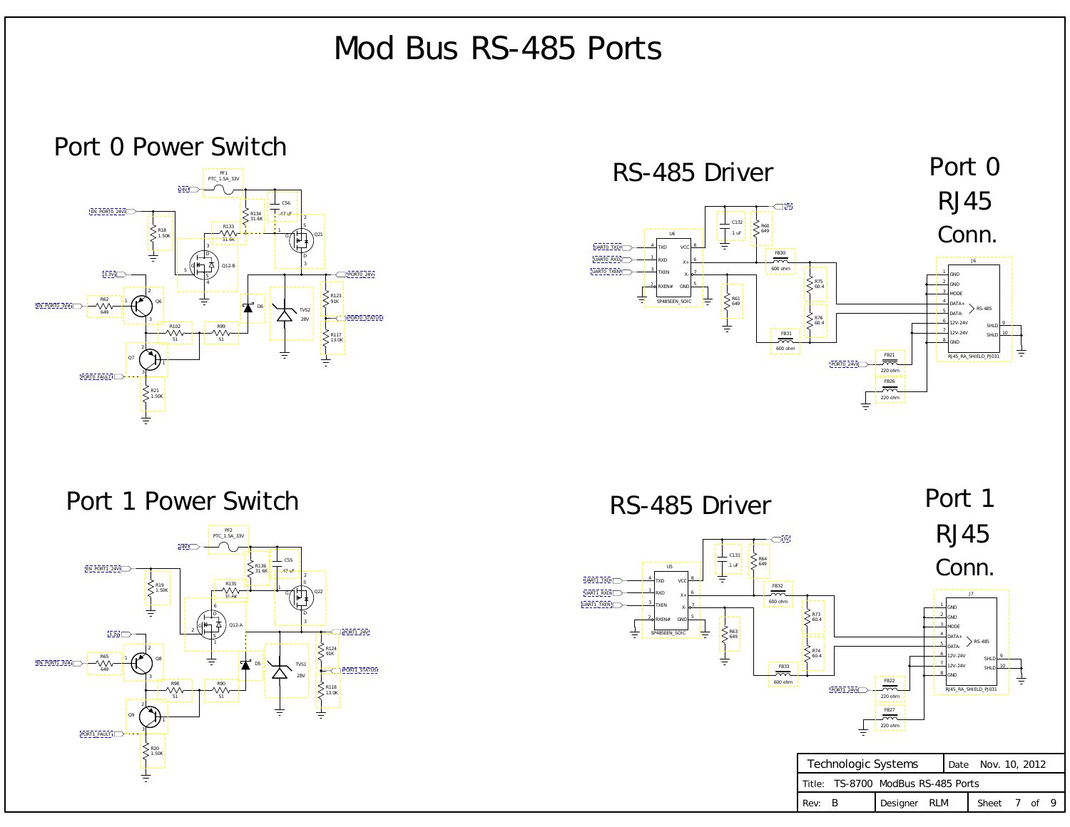# Mod Bus RS-485 Ports

## Port 0 Power Switch

PF1 PTC_1.5A_33V
24V
EN_PORT0_24V
R18 1.50K
R134 31.6K
C56 .47 uF
R133 31.6K
Q21
Q12-B
3.3V
PORT0_24V
R62 649
Q6
EN_PORT0_3V3
D6
TVS2 28V
R123 91K
PORT0_STATUS
R102 51
R99 51
R117 13.0K
Q7
PORT0_FAULT
R21 1.50K

## RS-485 Driver

U6
UART0_TXD — TXD
UART0_RXD — RXD
UART0_TXEN — TXEN
RXEN#
VCC
X+
X-
GND
SP485EEN_SOIC
C132 .1 uF
R60 649
5V
FB30 600 ohm
R61 649
R75 60.4
R76 60.4
FB31 600 ohm

## Port 0 RJ45 Conn.

J6
1 GND
2 GND
3 MODE
4 DATA+
5 DATA-
6 12V-24V
7 12V-24V
8 GND
9 SHLD
10 SHLD
RS-485
RJ45_RA_SHIELD_PJ031
PORT0_24V
FB21 220 ohm
FB26 220 ohm

## Port 1 Power Switch

PF2 PTC_1.5A_33V
24V
EN_PORT1_24V
R19 1.50K
R136 31.6K
C55 .47 uF
R135 31.6K
Q22
Q12-A
3.3V
PORT1_24V
R65 649
Q8
EN_PORT1_3V3
D5
TVS1 28V
R124 91K
PORT1_STATUS
R98 51
R90 51
R118 13.0K
Q9
PORT1_FAULT
R20 1.50K

## RS-485 Driver

U5
UART1_TXD — TXD
UART1_RXD — RXD
UART1_TXEN — TXEN
RXEN#
VCC
X+
X-
GND
SP485EEN_SOIC
C131 .1 uF
R64 649
5V
FB32 600 ohm
R63 649
R73 60.4
R74 60.4
FB33 600 ohm

## Port 1 RJ45 Conn.

J7
1 GND
2 GND
3 MODE
4 DATA+
5 DATA-
6 12V-24V
7 12V-24V
8 GND
9 SHLD
10 SHLD
RS-485
RJ45_RA_SHIELD_PJ031
PORT1_24V
FB22 220 ohm
FB27 220 ohm

| Technologic Systems | Date Nov. 10, 2012 | |
|---|---|---|
| Title: TS-8700 ModBus RS-485 Ports | | |
| Rev: B | Designer RLM | Sheet 7 of 9 |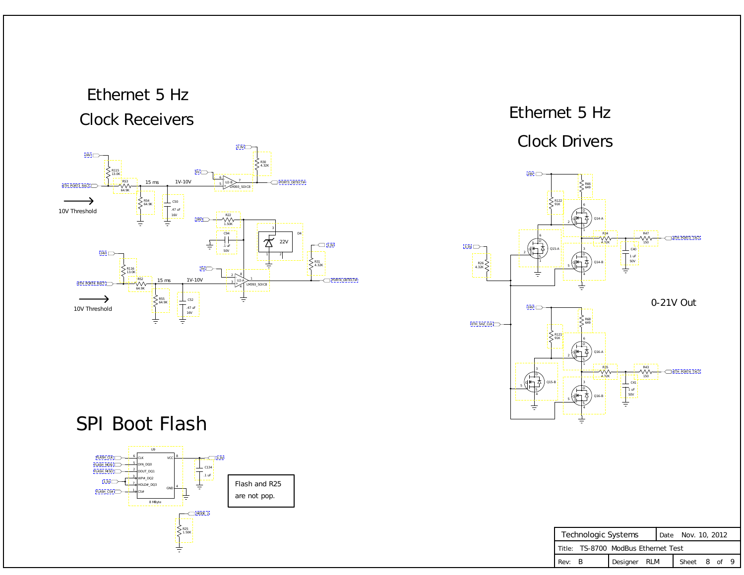# Ethernet 5 Hz Clock Receivers

24V

R115 13.0K

ETH_PORT3_RXC

R53 64.9K

15 ms

1V-10V

R54 64.9K

C50 .47 uF 16V

10V Threshold

3.3V

R30 4.32K

5V

U2-B LM393_SOIC8

PORT3_DETECT#

24V

R22 1.50K

C94 .1 uF 50V

D4 22V

3.3V

R31 4.32K

24V

R116 13.0K

ETH_PORT4_RXC

R52 64.9K

15 ms

1V-10V

R55 64.9K

C52 .47 uF 16V

5V

U2-A LM393_SOIC8

PORT4_DETECT#

10V Threshold

# Ethernet 5 Hz Clock Drivers

24V

R66 649

R122 91K

Q14-A

3.3V

R26 4.32K

Q15-A

R34 4.32K

R47 150

ETH_PORT3_TXC

C40 1 uF 50V

Q14-B

0-21V Out

ETH_5HZ_CLK

24V

R68 649

R121 91K

Q16-A

Q15-B

R35 4.32K

R43 150

ETH_PORT4_TXC

C41 1 uF 50V

Q16-B

# SPI Boot Flash

U9

FLASH_CLK — 6 CLK

FLASH_MOSI — 5 DIN_DQ0

FLASH_MISO — 2 DOUT_DQ1

3.3V — 3 WP#_DQ2

7 HOLD#_DQ3

FLASH_CS# — 1 CS#

8 VCC — 3.3V

4 GND

8 MByte

C134 .1 uF

Flash and R25 are not pop.

MODE_2

R25 1.50K

| Technologic Systems | Date Nov. 10, 2012 | |
|---|---|---|
| Title: TS-8700 ModBus Ethernet Test | | |
| Rev: B | Designer RLM | Sheet 8 of 9 |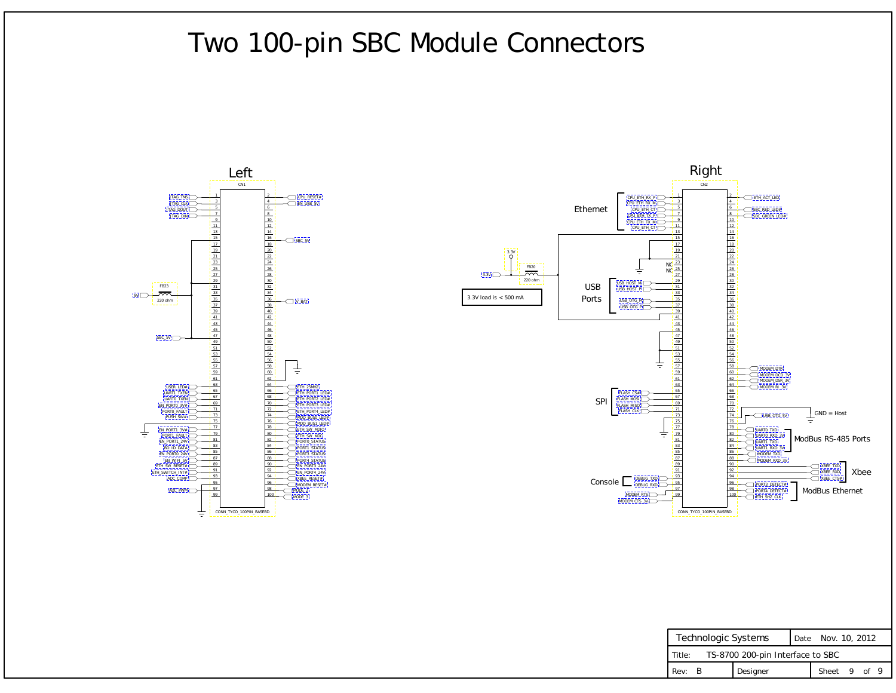# Two 100-pin SBC Module Connectors

## Left

CN1

| Signal | Pin | Pin | Signal |
|---|---|---|---|
| JTAG_TMS | 1 | 2 | CPU_RESET# |
| JTAG_CLK | 3 | 4 | EN_USB_5V |
| JTAG_DOUT | 5 | 6 | |
| JTAG_DIN | 7 | 8 | |
| | 9 | 10 | |
| | 11 | 12 | |
| | 13 | 14 | |
| | 15 | 16 | SBC_5V |
| | 17 | 18 | |
| | 19 | 20 | |
| | 21 | 22 | |
| | 23 | 24 | |
| | 25 | 26 | |
| | 27 | 28 | |
| | 29 | 30 | |
| | 31 | 32 | |
| | 33 | 34 | |
| | 35 | 36 | V_BAT |
| | 37 | 38 | |
| | 39 | 40 | |
| | 41 | 42 | |
| | 43 | 44 | |
| | 45 | 46 | |
| SBC_5V | 47 | 48 | |
| | 49 | 50 | |
| | 51 | 52 | |
| | 53 | 54 | |
| | 55 | 56 | |
| | 57 | 58 | |
| | 59 | 60 | |
| | 61 | 62 | |
| USER_LED# | 63 | 64 | ETH_25MHZ |
| UART1_TXEN | 65 | 66 | ETH_PORT1_LED# |
| UART0_TXEN | 67 | 68 | ETH_PORT2_LED# |
| EN_PORT0_3V# | 69 | 70 | ETH_PORT3_LED# |
| PORT0_FAULT | 71 | 72 | ETH_PORT4_LED# |
| PUSH_SW# | 73 | 74 | MOD_BUS0_LED# |
| | 75 | 76 | MOD_BUS1_LED# |
| EN_PORT1_3V# | 77 | 78 | ETH_SW_MDIO |
| PORT1_FAULT | 79 | 80 | ETH_SW_MDC |
| EN_PORT1_24V | 81 | 82 | PORT0_STATUS |
| BD_ID_DATA | 83 | 84 | PORT1_STATUS |
| EN_PORT0_24V | 85 | 86 | PORT2_STATUS |
| EN_WIFI_5V | 87 | 88 | PORT3_STATUS |
| ETH_SW_RESET# | 89 | 90 | EN_PORT3_24V |
| ETH_SWITCH_INT# | 91 | 92 | EN_PORT4_24V |
| ADC_COMP | 93 | 94 | XBEE_RESET# |
| | 95 | 96 | MODEM_RESET# |
| ADC_PWM | 97 | 98 | MODE_2 |
| | 99 | 100 | MODE_1 |

CONN_TYCO_100PIN_BASEBD

FB23 220 ohm, 5V

## Right

CN2

| Signal | Pin | Pin | Signal |
|---|---|---|---|
| CPU_ETH_RX_N | 1 | 2 | ETH_ACT_LED |
| CPU_ETH_RX_P | 3 | 4 | |
| CPU_ETH_CT | 5 | 6 | SBC_RED_LED# |
| CPU_ETH_TX_P | 7 | 8 | SBC_GREEN_LED# |
| CPU_ETH_TX_N | 9 | 10 | |
| CPU_ETH_CT | 11 | 12 | |
| | 13 | 14 | |
| | 15 | 16 | |
| | 17 | 18 | |
| | 19 | 20 | |
| | 21 | 22 | |
| NC | 23 | 24 | |
| NC | 25 | 26 | |
| | 27 | 28 | |
| USB_HOST_M | 29 | 30 | |
| USB_HOST_P | 31 | 32 | |
| | 33 | 34 | |
| USB_OTG_M | 35 | 36 | |
| USB_OTG_P | 37 | 38 | |
| | 39 | 40 | |
| | 41 | 42 | |
| | 43 | 44 | |
| | 45 | 46 | |
| | 47 | 48 | |
| | 49 | 50 | |
| | 51 | 52 | |
| | 53 | 54 | |
| | 55 | 56 | |
| | 57 | 58 | MODEM_DTR |
| | 59 | 60 | MODEM_DCD_3V |
| | 61 | 62 | MODEM_DSR_3V |
| | 63 | 64 | MODEM_RI_3V |
| FLASH_CS# | 65 | 66 | |
| FLASH_MOSI | 67 | 68 | |
| FLASH_MISO | 69 | 70 | |
| FLASH_CLK | 71 | 72 | |
| | 73 | 74 | USB_OTG_5V |
| | 75 | 76 | |
| | 77 | 78 | UART0_TXD |
| | 79 | 80 | UART0_RXD_3V |
| | 81 | 82 | UART1_TXD |
| | 83 | 84 | UART1_RXD_3V |
| | 85 | 86 | MODEM_TXD |
| | 87 | 88 | MODEM_RXD_3V |
| | 89 | 90 | XBEE_TXD |
| | 91 | 92 | XBEE_RXD |
| | 93 | 94 | XBEE_CTS# |
| DEBUG_TXD | 95 | 96 | PORT3_DETECT# |
| DEBUG_RXD | 97 | 98 | PORT4_DETECT# |
| MODEM_RTS | 99 | 100 | ETH_SW2_CLK |
| MODEM_CTS_3V | | | |

CONN_TYCO_100PIN_BASEBD

Ethernet (pins 1–11), USB Ports (pins 29–37), SPI (pins 65–71), Console (pins 95–97), ModBus RS-485 Ports (pins 78–88), Xbee (pins 90–94), ModBus Ethernet (pins 96–100)

GND = Host

FB20 220 ohm, 3.3V

3.3V load is < 500 mA

| Technologic Systems | Date Nov. 10, 2012 | |
|---|---|---|
| Title: TS-8700 200-pin Interface to SBC | | |
| Rev: B | Designer | Sheet 9 of 9 |